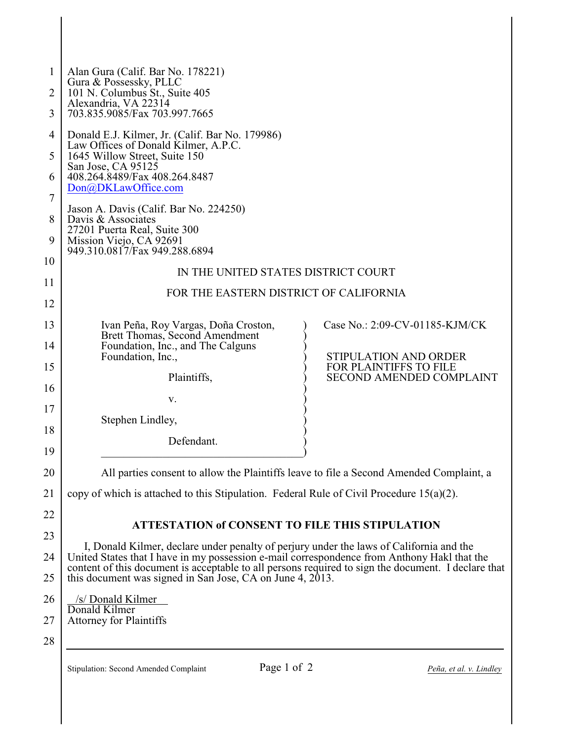Alan Gura (Calif. Bar No. 178221)
Gura & Possessky, PLLC
101 N. Columbus St., Suite 405
Alexandria, VA 22314
703.835.9085/Fax 703.997.7665

Donald E.J. Kilmer, Jr. (Calif. Bar No. 179986)
Law Offices of Donald Kilmer, A.P.C.
1645 Willow Street, Suite 150
San Jose, CA 95125
408.264.8489/Fax 408.264.8487
Don@DKLawOffice.com

Jason A. Davis (Calif. Bar No. 224250)
Davis & Associates
27201 Puerta Real, Suite 300
Mission Viejo, CA 92691
949.310.0817/Fax 949.288.6894

IN THE UNITED STATES DISTRICT COURT

FOR THE EASTERN DISTRICT OF CALIFORNIA

| | |
|---|---|
| Ivan Peña, Roy Vargas, Doña Croston, Brett Thomas, Second Amendment Foundation, Inc., and The Calguns Foundation, Inc.,<br><br>Plaintiffs,<br><br>v.<br><br>Stephen Lindley,<br><br>Defendant. | Case No.: 2:09-CV-01185-KJM/CK<br><br>STIPULATION AND ORDER FOR PLAINTIFFS TO FILE SECOND AMENDED COMPLAINT |

All parties consent to allow the Plaintiffs leave to file a Second Amended Complaint, a copy of which is attached to this Stipulation. Federal Rule of Civil Procedure 15(a)(2).

**ATTESTATION of CONSENT TO FILE THIS STIPULATION**

I, Donald Kilmer, declare under penalty of perjury under the laws of California and the United States that I have in my possession e-mail correspondence from Anthony Hakl that the content of this document is acceptable to all persons required to sign the document. I declare that this document was signed in San Jose, CA on June 4, 2013.

/s/ Donald Kilmer
Donald Kilmer
Attorney for Plaintiffs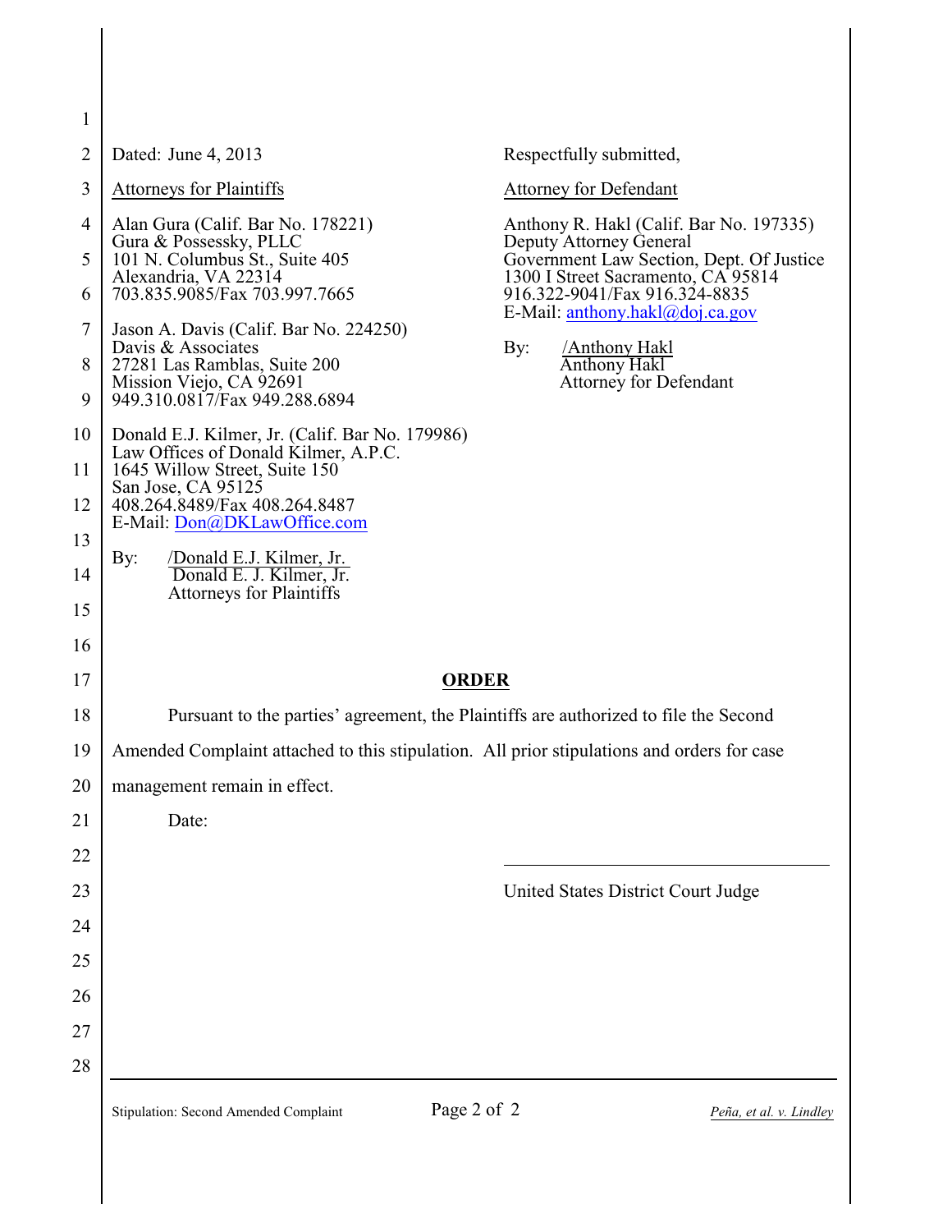Dated: June 4, 2013

Respectfully submitted,

Attorneys for Plaintiffs

Alan Gura (Calif. Bar No. 178221)
Gura & Possessky, PLLC
101 N. Columbus St., Suite 405
Alexandria, VA 22314
703.835.9085/Fax 703.997.7665

Jason A. Davis (Calif. Bar No. 224250)
Davis & Associates
27281 Las Ramblas, Suite 200
Mission Viejo, CA 92691
949.310.0817/Fax 949.288.6894

Donald E.J. Kilmer, Jr. (Calif. Bar No. 179986)
Law Offices of Donald Kilmer, A.P.C.
1645 Willow Street, Suite 150
San Jose, CA 95125
408.264.8489/Fax 408.264.8487
E-Mail: Don@DKLawOffice.com

By: /Donald E.J. Kilmer, Jr.
Donald E. J. Kilmer, Jr.
Attorneys for Plaintiffs

Attorney for Defendant

Anthony R. Hakl (Calif. Bar No. 197335)
Deputy Attorney General
Government Law Section, Dept. Of Justice
1300 I Street Sacramento, CA 95814
916.322-9041/Fax 916.324-8835
E-Mail: anthony.hakl@doj.ca.gov

By: /Anthony Hakl
Anthony Hakl
Attorney for Defendant

**ORDER**

Pursuant to the parties' agreement, the Plaintiffs are authorized to file the Second Amended Complaint attached to this stipulation. All prior stipulations and orders for case management remain in effect.

Date:

\_\_\_\_\_\_\_\_\_\_\_\_\_\_\_\_\_\_\_\_\_\_\_\_\_\_\_\_\_\_\_\_\_\_\_\_

United States District Court Judge